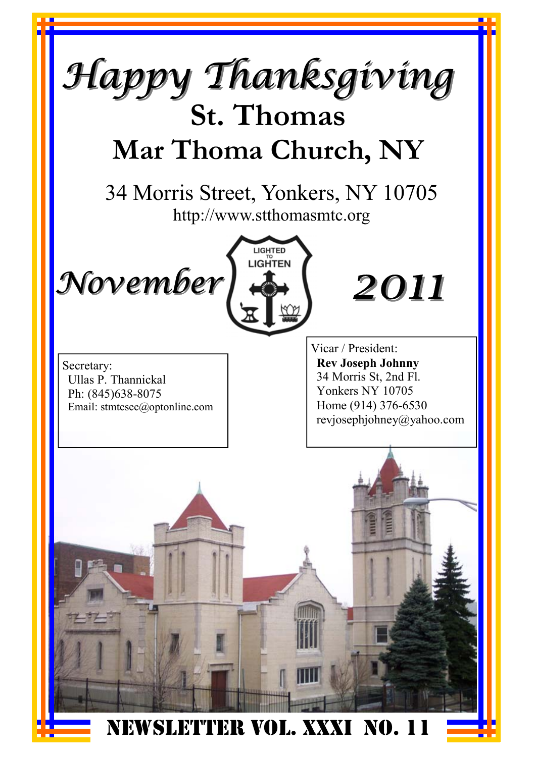# Happy Thanksgiving

# St. Thomas
# Mar Thoma Church, NY

34 Morris Street, Yonkers, NY 10705

http://www.stthomasmtc.org

**November** LIGHTED TO LIGHTEN **2011**

Secretary:
Ullas P. Thannickal
Ph: (845)638-8075
Email: stmtcsec@optonline.com

Vicar / President:
**Rev Joseph Johnny**
34 Morris St, 2nd Fl.
Yonkers NY 10705
Home (914) 376-6530
revjosephjohney@yahoo.com

**NEWSLETTER VOL. XXXI NO. 11**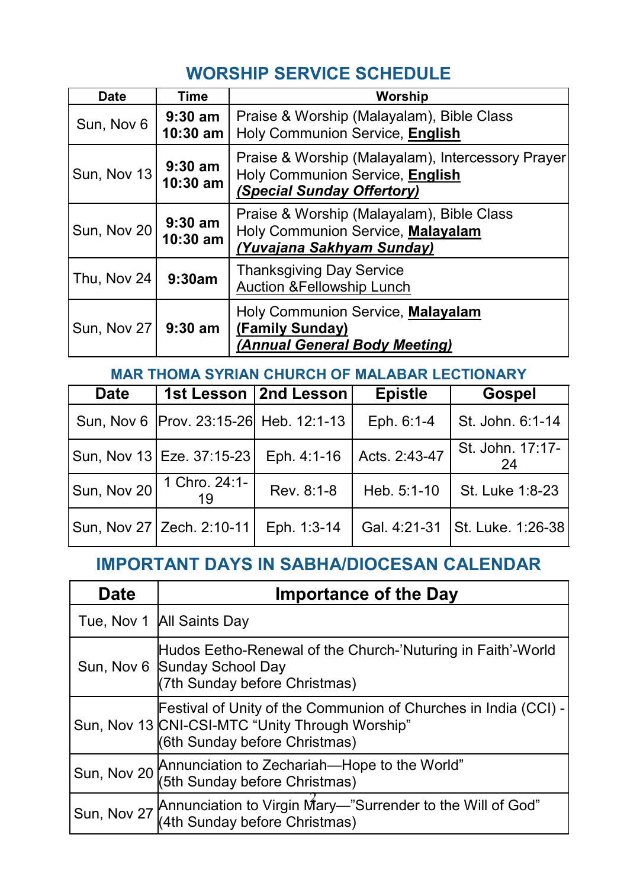## WORSHIP SERVICE SCHEDULE

| Date | Time | Worship |
|---|---|---|
| Sun, Nov 6 | **9:30 am**<br>**10:30 am** | Praise & Worship (Malayalam), Bible Class<br>Holy Communion Service, **English** |
| Sun, Nov 13 | **9:30 am**<br>**10:30 am** | Praise & Worship (Malayalam), Intercessory Prayer<br>Holy Communion Service, **English**<br>***(Special Sunday Offertory)*** |
| Sun, Nov 20 | **9:30 am**<br>**10:30 am** | Praise & Worship (Malayalam), Bible Class<br>Holy Communion Service, **Malayalam**<br>***(Yuvajana Sakhyam Sunday)*** |
| Thu, Nov 24 | **9:30am** | Thanksgiving Day Service<br>Auction &Fellowship Lunch |
| Sun, Nov 27 | **9:30 am** | Holy Communion Service, **Malayalam**<br>**(Family Sunday)**<br>***(Annual General Body Meeting)*** |

### MAR THOMA SYRIAN CHURCH OF MALABAR LECTIONARY

| Date | 1st Lesson | 2nd Lesson | Epistle | Gospel |
|---|---|---|---|---|
| Sun, Nov 6 | Prov. 23:15-26 | Heb. 12:1-13 | Eph. 6:1-4 | St. John. 6:1-14 |
| Sun, Nov 13 | Eze. 37:15-23 | Eph. 4:1-16 | Acts. 2:43-47 | St. John. 17:17-24 |
| Sun, Nov 20 | 1 Chro. 24:1-19 | Rev. 8:1-8 | Heb. 5:1-10 | St. Luke 1:8-23 |
| Sun, Nov 27 | Zech. 2:10-11 | Eph. 1:3-14 | Gal. 4:21-31 | St. Luke. 1:26-38 |

## IMPORTANT DAYS IN SABHA/DIOCESAN CALENDAR

| Date | Importance of the Day |
|---|---|
| Tue, Nov 1 | All Saints Day |
| Sun, Nov 6 | Hudos Eetho-Renewal of the Church-'Nuturing in Faith'-World Sunday School Day<br>(7th Sunday before Christmas) |
| Sun, Nov 13 | Festival of Unity of the Communion of Churches in India (CCI) - CNI-CSI-MTC "Unity Through Worship"<br>(6th Sunday before Christmas) |
| Sun, Nov 20 | Annunciation to Zechariah—Hope to the World"<br>(5th Sunday before Christmas) |
| Sun, Nov 27 | Annunciation to Virgin Mary—"Surrender to the Will of God"<br>(4th Sunday before Christmas) |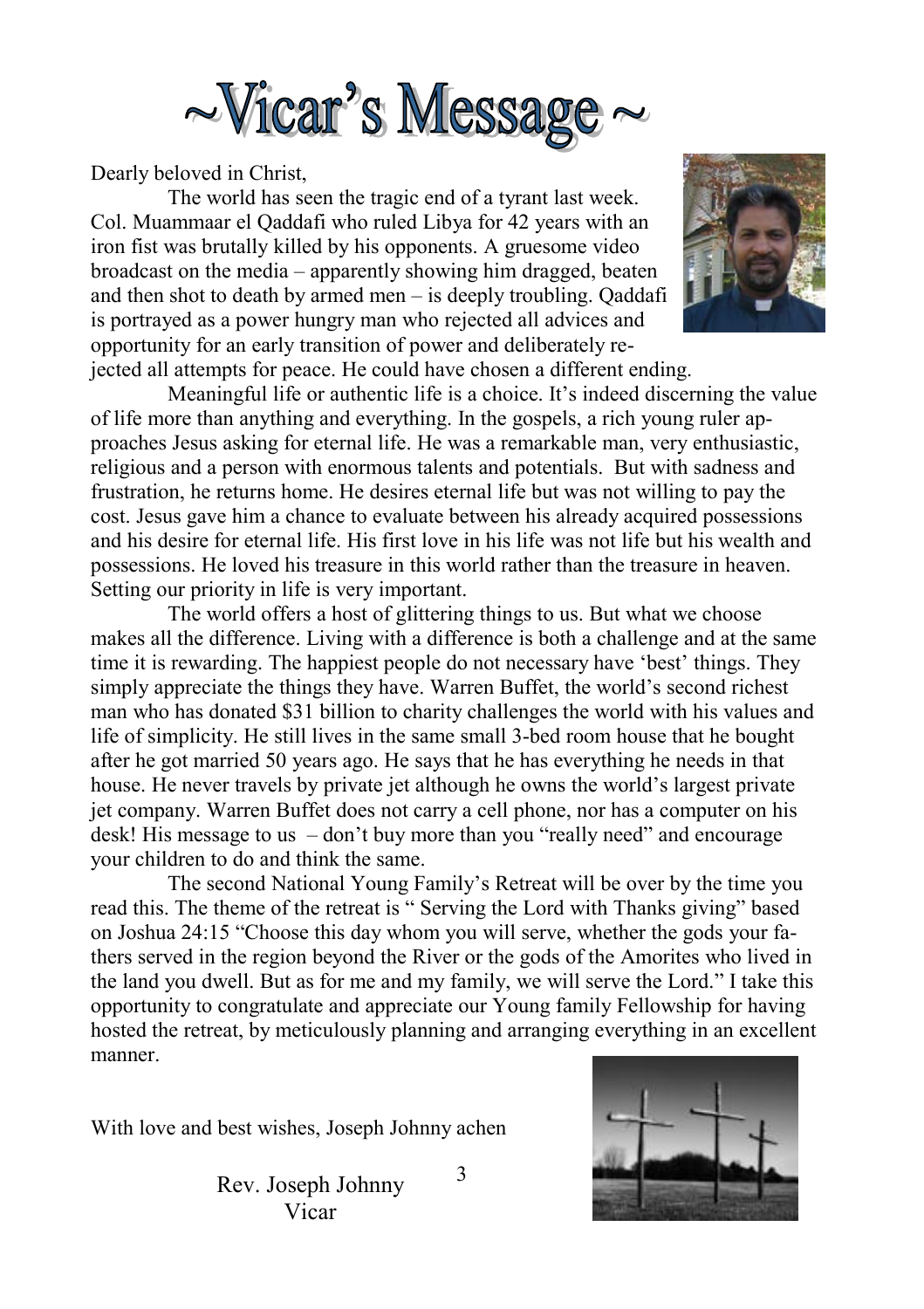# ~Vicar's Message ~

Dearly beloved in Christ,

The world has seen the tragic end of a tyrant last week. Col. Muammaar el Qaddafi who ruled Libya for 42 years with an iron fist was brutally killed by his opponents. A gruesome video broadcast on the media – apparently showing him dragged, beaten and then shot to death by armed men – is deeply troubling. Qaddafi is portrayed as a power hungry man who rejected all advices and opportunity for an early transition of power and deliberately rejected all attempts for peace. He could have chosen a different ending.

Meaningful life or authentic life is a choice. It's indeed discerning the value of life more than anything and everything. In the gospels, a rich young ruler approaches Jesus asking for eternal life. He was a remarkable man, very enthusiastic, religious and a person with enormous talents and potentials. But with sadness and frustration, he returns home. He desires eternal life but was not willing to pay the cost. Jesus gave him a chance to evaluate between his already acquired possessions and his desire for eternal life. His first love in his life was not life but his wealth and possessions. He loved his treasure in this world rather than the treasure in heaven. Setting our priority in life is very important.

The world offers a host of glittering things to us. But what we choose makes all the difference. Living with a difference is both a challenge and at the same time it is rewarding. The happiest people do not necessary have 'best' things. They simply appreciate the things they have. Warren Buffet, the world's second richest man who has donated $31 billion to charity challenges the world with his values and life of simplicity. He still lives in the same small 3-bed room house that he bought after he got married 50 years ago. He says that he has everything he needs in that house. He never travels by private jet although he owns the world's largest private jet company. Warren Buffet does not carry a cell phone, nor has a computer on his desk! His message to us – don't buy more than you "really need" and encourage your children to do and think the same.

The second National Young Family's Retreat will be over by the time you read this. The theme of the retreat is " Serving the Lord with Thanks giving" based on Joshua 24:15 "Choose this day whom you will serve, whether the gods your fathers served in the region beyond the River or the gods of the Amorites who lived in the land you dwell. But as for me and my family, we will serve the Lord." I take this opportunity to congratulate and appreciate our Young family Fellowship for having hosted the retreat, by meticulously planning and arranging everything in an excellent manner.

With love and best wishes, Joseph Johnny achen

Rev. Joseph Johnny
Vicar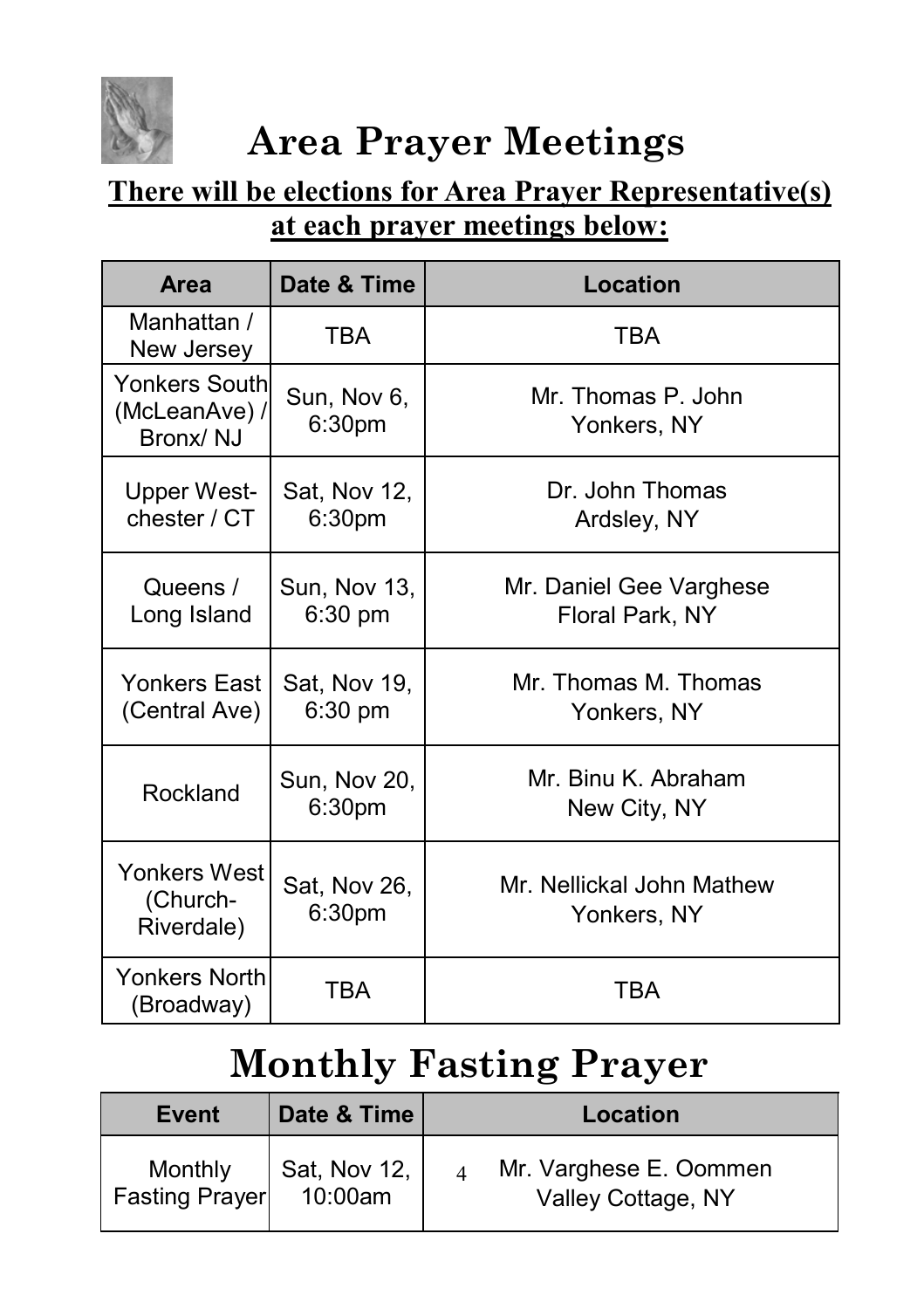# Area Prayer Meetings

**There will be elections for Area Prayer Representative(s) at each prayer meetings below:**

| Area | Date & Time | Location |
|---|---|---|
| Manhattan / New Jersey | TBA | TBA |
| Yonkers South (McLeanAve) / Bronx/ NJ | Sun, Nov 6, 6:30pm | Mr. Thomas P. John Yonkers, NY |
| Upper West-chester / CT | Sat, Nov 12, 6:30pm | Dr. John Thomas Ardsley, NY |
| Queens / Long Island | Sun, Nov 13, 6:30 pm | Mr. Daniel Gee Varghese Floral Park, NY |
| Yonkers East (Central Ave) | Sat, Nov 19, 6:30 pm | Mr. Thomas M. Thomas Yonkers, NY |
| Rockland | Sun, Nov 20, 6:30pm | Mr. Binu K. Abraham New City, NY |
| Yonkers West (Church-Riverdale) | Sat, Nov 26, 6:30pm | Mr. Nellickal John Mathew Yonkers, NY |
| Yonkers North (Broadway) | TBA | TBA |

# Monthly Fasting Prayer

| Event | Date & Time | Location |
|---|---|---|
| Monthly Fasting Prayer | Sat, Nov 12, 10:00am | Mr. Varghese E. Oommen Valley Cottage, NY |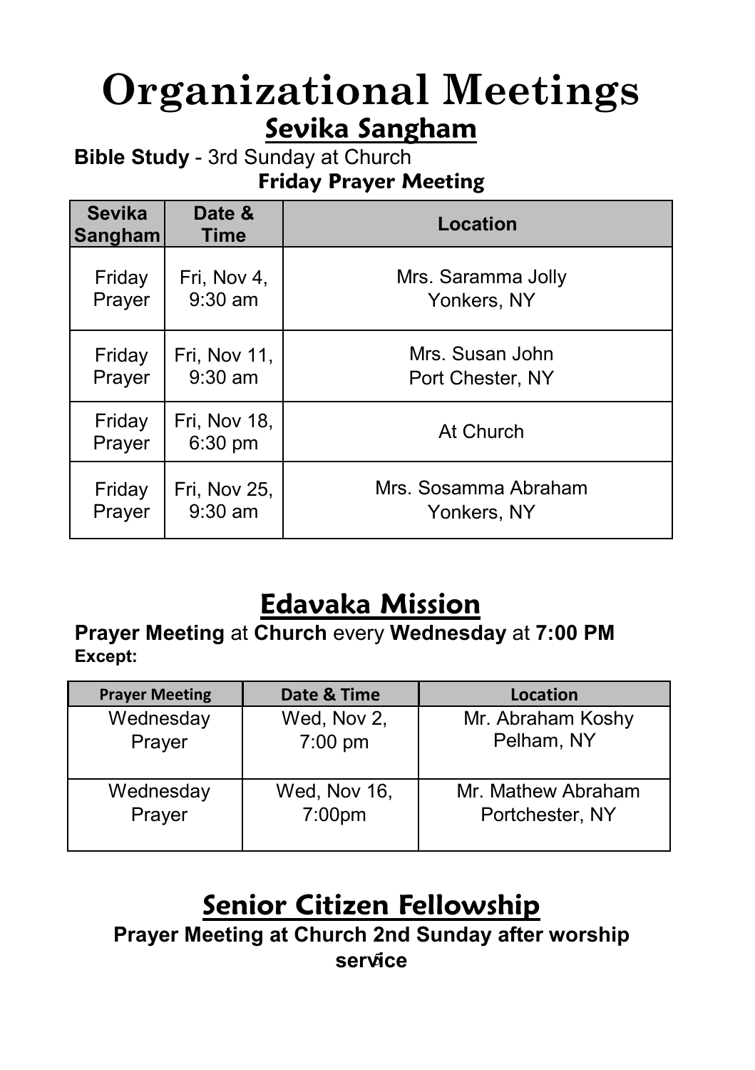# Organizational Meetings

## Sevika Sangham

**Bible Study** - 3rd Sunday at Church

**Friday Prayer Meeting**

| Sevika Sangham | Date & Time | Location |
|---|---|---|
| Friday Prayer | Fri, Nov 4, 9:30 am | Mrs. Saramma Jolly Yonkers, NY |
| Friday Prayer | Fri, Nov 11, 9:30 am | Mrs. Susan John Port Chester, NY |
| Friday Prayer | Fri, Nov 18, 6:30 pm | At Church |
| Friday Prayer | Fri, Nov 25, 9:30 am | Mrs. Sosamma Abraham Yonkers, NY |

## Edavaka Mission

**Prayer Meeting** at **Church** every **Wednesday** at **7:00 PM**

**Except:**

| Prayer Meeting | Date & Time | Location |
|---|---|---|
| Wednesday Prayer | Wed, Nov 2, 7:00 pm | Mr. Abraham Koshy Pelham, NY |
| Wednesday Prayer | Wed, Nov 16, 7:00pm | Mr. Mathew Abraham Portchester, NY |

## Senior Citizen Fellowship

**Prayer Meeting at Church 2nd Sunday after worship service**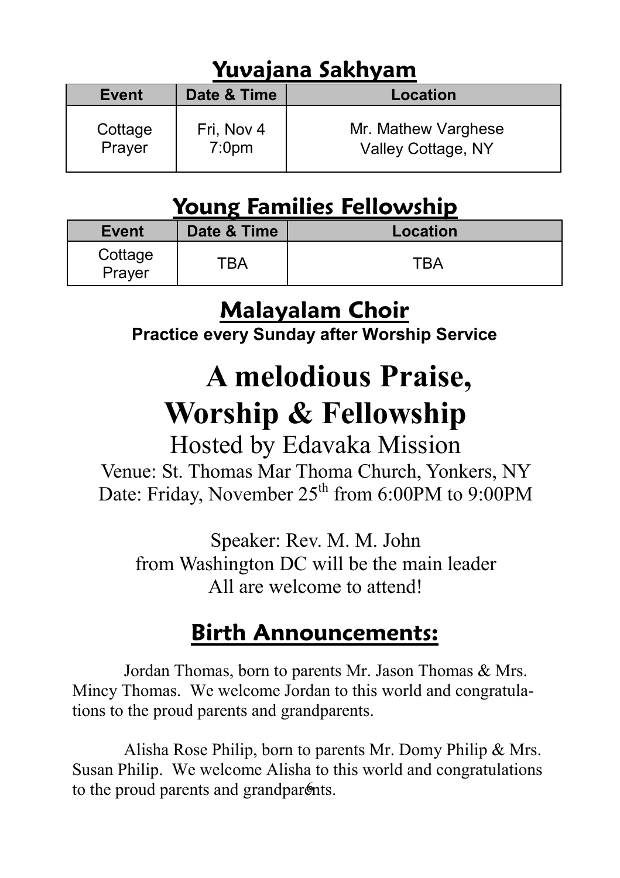## Yuvajana Sakhyam

| Event | Date & Time | Location |
|---|---|---|
| Cottage Prayer | Fri, Nov 4 7:0pm | Mr. Mathew Varghese Valley Cottage, NY |

## Young Families Fellowship

| Event | Date & Time | Location |
|---|---|---|
| Cottage Prayer | TBA | TBA |

## Malayalam Choir

**Practice every Sunday after Worship Service**

# A melodious Praise, Worship & Fellowship

Hosted by Edavaka Mission

Venue: St. Thomas Mar Thoma Church, Yonkers, NY
Date: Friday, November 25th from 6:00PM to 9:00PM

Speaker: Rev. M. M. John
from Washington DC will be the main leader
All are welcome to attend!

## Birth Announcements:

Jordan Thomas, born to parents Mr. Jason Thomas & Mrs. Mincy Thomas. We welcome Jordan to this world and congratulations to the proud parents and grandparents.

Alisha Rose Philip, born to parents Mr. Domy Philip & Mrs. Susan Philip. We welcome Alisha to this world and congratulations to the proud parents and grandparents.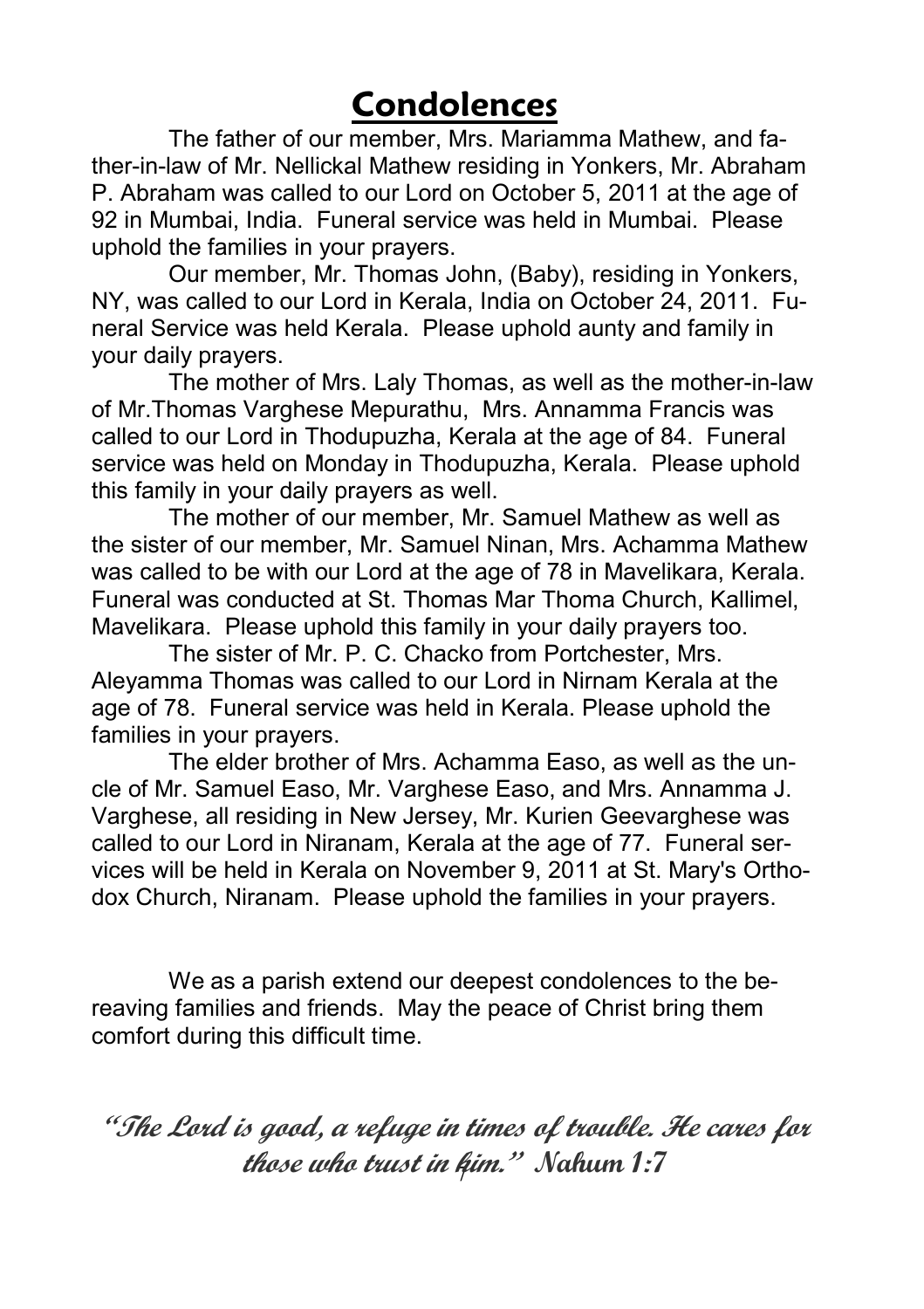# Condolences

The father of our member, Mrs. Mariamma Mathew, and father-in-law of Mr. Nellickal Mathew residing in Yonkers, Mr. Abraham P. Abraham was called to our Lord on October 5, 2011 at the age of 92 in Mumbai, India. Funeral service was held in Mumbai. Please uphold the families in your prayers.

Our member, Mr. Thomas John, (Baby), residing in Yonkers, NY, was called to our Lord in Kerala, India on October 24, 2011. Funeral Service was held Kerala. Please uphold aunty and family in your daily prayers.

The mother of Mrs. Laly Thomas, as well as the mother-in-law of Mr.Thomas Varghese Mepurathu, Mrs. Annamma Francis was called to our Lord in Thodupuzha, Kerala at the age of 84. Funeral service was held on Monday in Thodupuzha, Kerala. Please uphold this family in your daily prayers as well.

The mother of our member, Mr. Samuel Mathew as well as the sister of our member, Mr. Samuel Ninan, Mrs. Achamma Mathew was called to be with our Lord at the age of 78 in Mavelikara, Kerala. Funeral was conducted at St. Thomas Mar Thoma Church, Kallimel, Mavelikara. Please uphold this family in your daily prayers too.

The sister of Mr. P. C. Chacko from Portchester, Mrs. Aleyamma Thomas was called to our Lord in Nirnam Kerala at the age of 78. Funeral service was held in Kerala. Please uphold the families in your prayers.

The elder brother of Mrs. Achamma Easo, as well as the uncle of Mr. Samuel Easo, Mr. Varghese Easo, and Mrs. Annamma J. Varghese, all residing in New Jersey, Mr. Kurien Geevarghese was called to our Lord in Niranam, Kerala at the age of 77. Funeral services will be held in Kerala on November 9, 2011 at St. Mary's Orthodox Church, Niranam. Please uphold the families in your prayers.

We as a parish extend our deepest condolences to the bereaving families and friends. May the peace of Christ bring them comfort during this difficult time.

***"The Lord is good, a refuge in times of trouble. He cares for those who trust in him." Nahum 1:7***